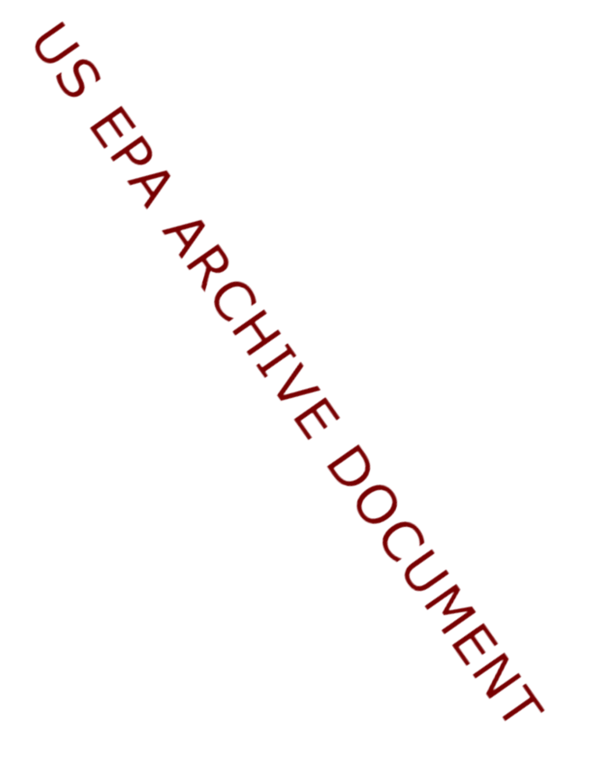US EPA ARCHIVE DOCUMENT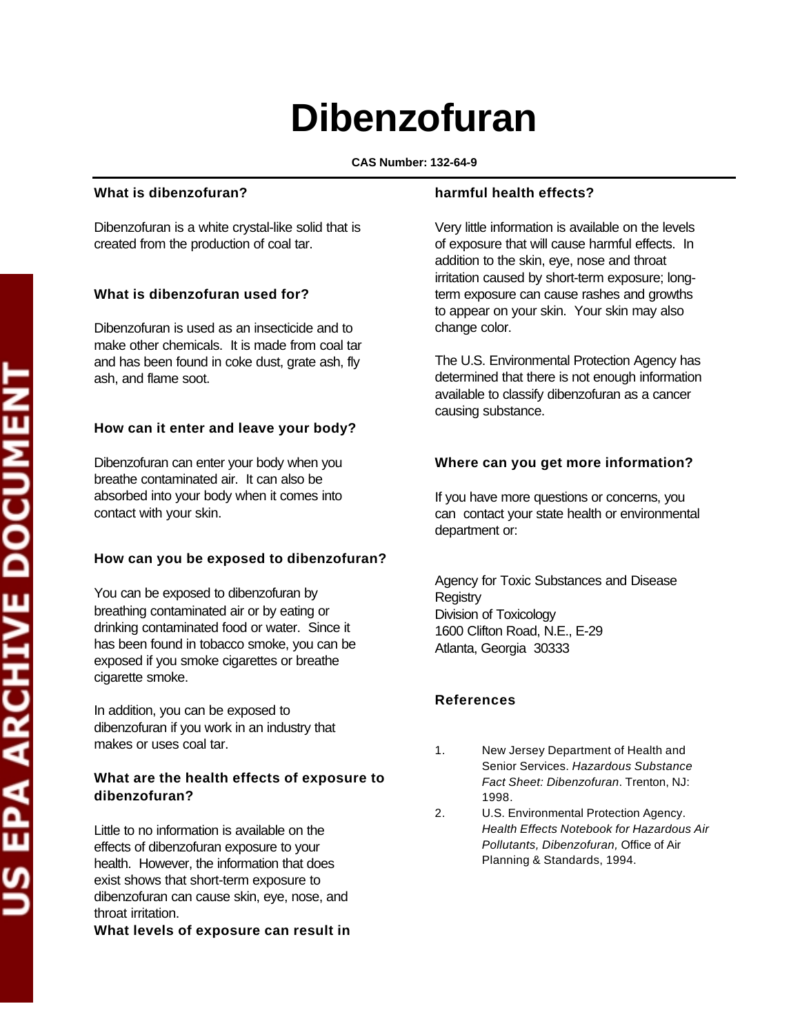# Dibenzofuran

**CAS Number: 132-64-9**

### What is dibenzofuran?

Dibenzofuran is a white crystal-like solid that is created from the production of coal tar.

### What is dibenzofuran used for?

Dibenzofuran is used as an insecticide and to make other chemicals. It is made from coal tar and has been found in coke dust, grate ash, fly ash, and flame soot.

### How can it enter and leave your body?

Dibenzofuran can enter your body when you breathe contaminated air. It can also be absorbed into your body when it comes into contact with your skin.

### How can you be exposed to dibenzofuran?

You can be exposed to dibenzofuran by breathing contaminated air or by eating or drinking contaminated food or water. Since it has been found in tobacco smoke, you can be exposed if you smoke cigarettes or breathe cigarette smoke.

In addition, you can be exposed to dibenzofuran if you work in an industry that makes or uses coal tar.

### What are the health effects of exposure to dibenzofuran?

Little to no information is available on the effects of dibenzofuran exposure to your health. However, the information that does exist shows that short-term exposure to dibenzofuran can cause skin, eye, nose, and throat irritation.

### What levels of exposure can result in harmful health effects?

Very little information is available on the levels of exposure that will cause harmful effects. In addition to the skin, eye, nose and throat irritation caused by short-term exposure; long-term exposure can cause rashes and growths to appear on your skin. Your skin may also change color.

The U.S. Environmental Protection Agency has determined that there is not enough information available to classify dibenzofuran as a cancer causing substance.

### Where can you get more information?

If you have more questions or concerns, you can contact your state health or environmental department or:

Agency for Toxic Substances and Disease Registry
Division of Toxicology
1600 Clifton Road, N.E., E-29
Atlanta, Georgia 30333

### References

1. New Jersey Department of Health and Senior Services. *Hazardous Substance Fact Sheet: Dibenzofuran*. Trenton, NJ: 1998.
2. U.S. Environmental Protection Agency. *Health Effects Notebook for Hazardous Air Pollutants, Dibenzofuran,* Office of Air Planning & Standards, 1994.